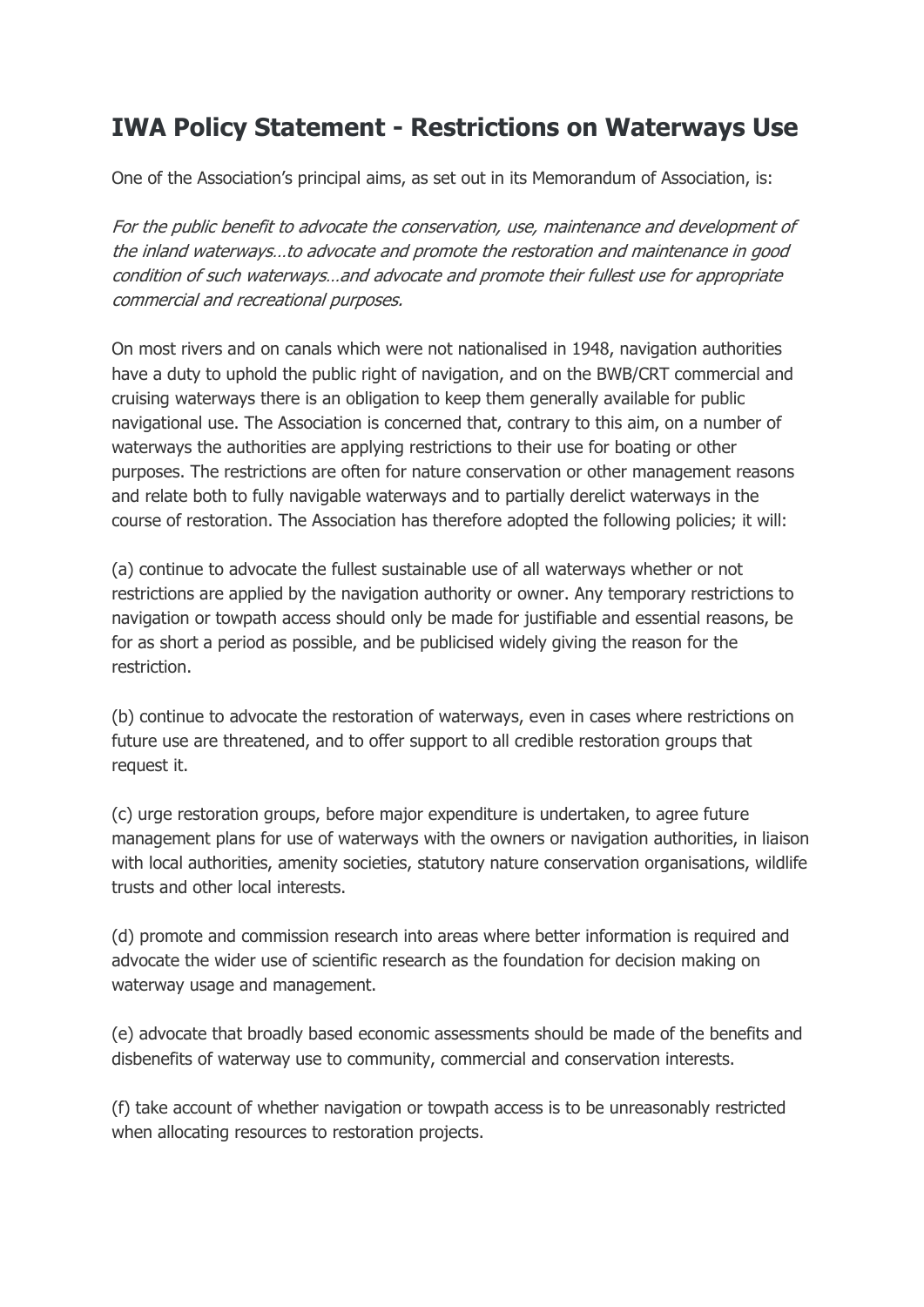# IWA Policy Statement - Restrictions on Waterways Use

One of the Association's principal aims, as set out in its Memorandum of Association, is:

*For the public benefit to advocate the conservation, use, maintenance and development of the inland waterways…to advocate and promote the restoration and maintenance in good condition of such waterways…and advocate and promote their fullest use for appropriate commercial and recreational purposes.*

On most rivers and on canals which were not nationalised in 1948, navigation authorities have a duty to uphold the public right of navigation, and on the BWB/CRT commercial and cruising waterways there is an obligation to keep them generally available for public navigational use. The Association is concerned that, contrary to this aim, on a number of waterways the authorities are applying restrictions to their use for boating or other purposes. The restrictions are often for nature conservation or other management reasons and relate both to fully navigable waterways and to partially derelict waterways in the course of restoration. The Association has therefore adopted the following policies; it will:

(a) continue to advocate the fullest sustainable use of all waterways whether or not restrictions are applied by the navigation authority or owner. Any temporary restrictions to navigation or towpath access should only be made for justifiable and essential reasons, be for as short a period as possible, and be publicised widely giving the reason for the restriction.

(b) continue to advocate the restoration of waterways, even in cases where restrictions on future use are threatened, and to offer support to all credible restoration groups that request it.

(c) urge restoration groups, before major expenditure is undertaken, to agree future management plans for use of waterways with the owners or navigation authorities, in liaison with local authorities, amenity societies, statutory nature conservation organisations, wildlife trusts and other local interests.

(d) promote and commission research into areas where better information is required and advocate the wider use of scientific research as the foundation for decision making on waterway usage and management.

(e) advocate that broadly based economic assessments should be made of the benefits and disbenefits of waterway use to community, commercial and conservation interests.

(f) take account of whether navigation or towpath access is to be unreasonably restricted when allocating resources to restoration projects.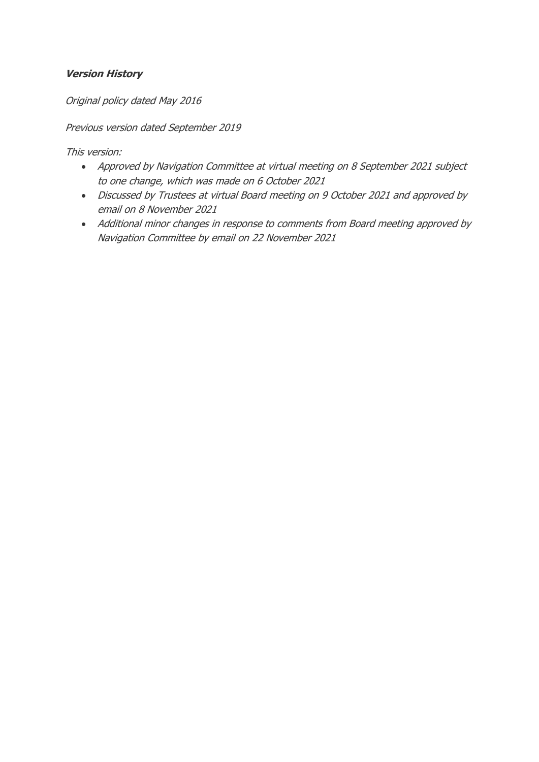***Version History***

*Original policy dated May 2016*

*Previous version dated September 2019*

*This version:*

- *Approved by Navigation Committee at virtual meeting on 8 September 2021 subject to one change, which was made on 6 October 2021*
- *Discussed by Trustees at virtual Board meeting on 9 October 2021 and approved by email on 8 November 2021*
- *Additional minor changes in response to comments from Board meeting approved by Navigation Committee by email on 22 November 2021*